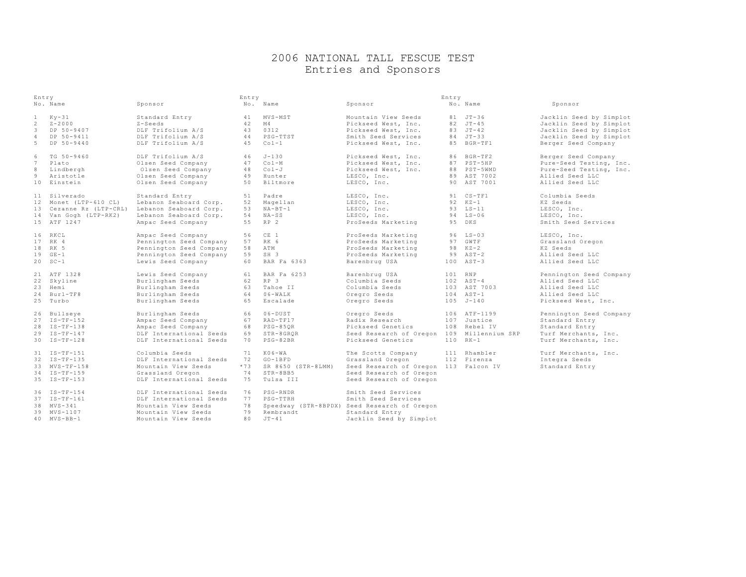# 2006 NATIONAL TALL FESCUE TEST
## Entries and Sponsors

| Entry No. | Name | Sponsor | Entry No. | Name | Sponsor | Entry No. | Name | Sponsor |
|---|---|---|---|---|---|---|---|---|
| 1 | Ky-31 | Standard Entry | 41 | MVS-MST | Mountain View Seeds | 81 | JT-36 | Jacklin Seed by Simplot |
| 2 | Z-2000 | Z-Seeds | 42 | M4 | Pickseed West, Inc. | 82 | JT-45 | Jacklin Seed by Simplot |
| 3 | DP 50-9407 | DLF Trifolium A/S | 43 | 0312 | Pickseed West, Inc. | 83 | JT-42 | Jacklin Seed by Simplot |
| 4 | DP 50-9411 | DLF Trifolium A/S | 44 | PSG-TTST | Smith Seed Services | 84 | JT-33 | Jacklin Seed by Simplot |
| 5 | DP 50-9440 | DLF Trifolium A/S | 45 | Col-1 | Pickseed West, Inc. | 85 | BGR-TF1 | Berger Seed Company |
| 6 | TG 50-9460 | DLF Trifolium A/S | 46 | J-130 | Pickseed West, Inc. | 86 | BGR-TF2 | Berger Seed Company |
| 7 | Plato | Olsen Seed Company | 47 | Col-M | Pickseed West, Inc. | 87 | PST-5HP | Pure-Seed Testing, Inc. |
| 8 | Lindbergh | Olsen Seed Company | 48 | Col-J | Pickseed West, Inc. | 88 | PST-5WMD | Pure-Seed Testing, Inc. |
| 9 | Aristotle | Olsen Seed Company | 49 | Hunter | LESCO, Inc. | 89 | AST 7002 | Allied Seed LLC |
| 10 | Einstein | Olsen Seed Company | 50 | Biltmore | LESCO, Inc. | 90 | AST 7001 | Allied Seed LLC |
| 11 | Silverado | Standard Entry | 51 | Padre | LESCO, Inc. | 91 | CS-TF1 | Columbia Seeds |
| 12 | Monet (LTP-610 CL) | Lebanon Seaboard Corp. | 52 | Magellan | LESCO, Inc. | 92 | KZ-1 | KZ Seeds |
| 13 | Cezanne Rz (LTP-CRL) | Lebanon Seaboard Corp. | 53 | NA-BT-1 | LESCO, Inc. | 93 | LS-11 | LESCO, Inc. |
| 14 | Van Gogh (LTP-RK2) | Lebanon Seaboard Corp. | 54 | NA-SS | LESCO, Inc. | 94 | LS-06 | LESCO, Inc. |
| 15 | ATF 1247 | Ampac Seed Company | 55 | RP 2 | ProSeeds Marketing | 95 | DKS | Smith Seed Services |
| 16 | RKCL | Ampac Seed Company | 56 | CE 1 | ProSeeds Marketing | 96 | LS-03 | LESCO, Inc. |
| 17 | RK 4 | Pennington Seed Company | 57 | RK 6 | ProSeeds Marketing | 97 | GWTF | Grassland Oregon |
| 18 | RK 5 | Pennington Seed Company | 58 | ATM | ProSeeds Marketing | 98 | KZ-2 | KZ Seeds |
| 19 | GE-1 | Pennington Seed Company | 59 | SH 3 | ProSeeds Marketing | 99 | AST-2 | Allied Seed LLC |
| 20 | SC-1 | Lewis Seed Company | 60 | BAR Fa 6363 | Barenbrug USA | 100 | AST-3 | Allied Seed LLC |
| 21 | ATF 1328 | Lewis Seed Company | 61 | BAR Fa 6253 | Barenbrug USA | 101 | RNP | Pennington Seed Company |
| 22 | Skyline | Burlingham Seeds | 62 | RP 3 | Columbia Seeds | 102 | AST-4 | Allied Seed LLC |
| 23 | Hemi | Burlingham Seeds | 63 | Tahoe II | Columbia Seeds | 103 | AST 7003 | Allied Seed LLC |
| 24 | Burl-TF8 | Burlingham Seeds | 64 | 06-WALK | Oregro Seeds | 104 | AST-1 | Allied Seed LLC |
| 25 | Turbo | Burlingham Seeds | 65 | Escalade | Oregro Seeds | 105 | J-140 | Pickseed West, Inc. |
| 26 | Bullseye | Burlingham Seeds | 66 | 06-DUST | Oregro Seeds | 106 | ATF-1199 | Pennington Seed Company |
| 27 | IS-TF-152 | Ampac Seed Company | 67 | RAD-TF17 | Radix Research | 107 | Justice | Standard Entry |
| 28 | IS-TF-138 | Ampac Seed Company | 68 | PSG-85QR | Pickseed Genetics | 108 | Rebel IV | Standard Entry |
| 29 | IS-TF-147 | DLF International Seeds | 69 | STR-8GRQR | Seed Research of Oregon | 109 | Millennium SRP | Turf Merchants, Inc. |
| 30 | IS-TF-128 | DLF International Seeds | 70 | PSG-82BR | Pickseed Genetics | 110 | RK-1 | Turf Merchants, Inc. |
| 31 | IS-TF-151 | Columbia Seeds | 71 | K06-WA | The Scotts Company | 111 | Rhambler | Turf Merchants, Inc. |
| 32 | IS-TF-135 | DLF International Seeds | 72 | GO-1BFD | Grassland Oregon | 112 | Firenza | Integra Seeds |
| 33 | MVS-TF-158 | Mountain View Seeds | *73 | SR 8650 (STR-8LMM) | Seed Research of Oregon | 113 | Falcon IV | Standard Entry |
| 34 | IS-TF-159 | Grassland Oregon | 74 | STR-8BB5 | Seed Research of Oregon | | | |
| 35 | IS-TF-153 | DLF International Seeds | 75 | Tulsa III | Seed Research of Oregon | | | |
| 36 | IS-TF-154 | DLF International Seeds | 76 | PSG-RNDR | Smith Seed Services | | | |
| 37 | IS-TF-161 | DLF International Seeds | 77 | PSG-TTRH | Smith Seed Services | | | |
| 38 | MVS-341 | Mountain View Seeds | 78 | Speedway (STR-8BPDX) | Seed Research of Oregon | | | |
| 39 | MVS-1107 | Mountain View Seeds | 79 | Rembrandt | Standard Entry | | | |
| 40 | MVS-BB-1 | Mountain View Seeds | 80 | JT-41 | Jacklin Seed by Simplot | | | |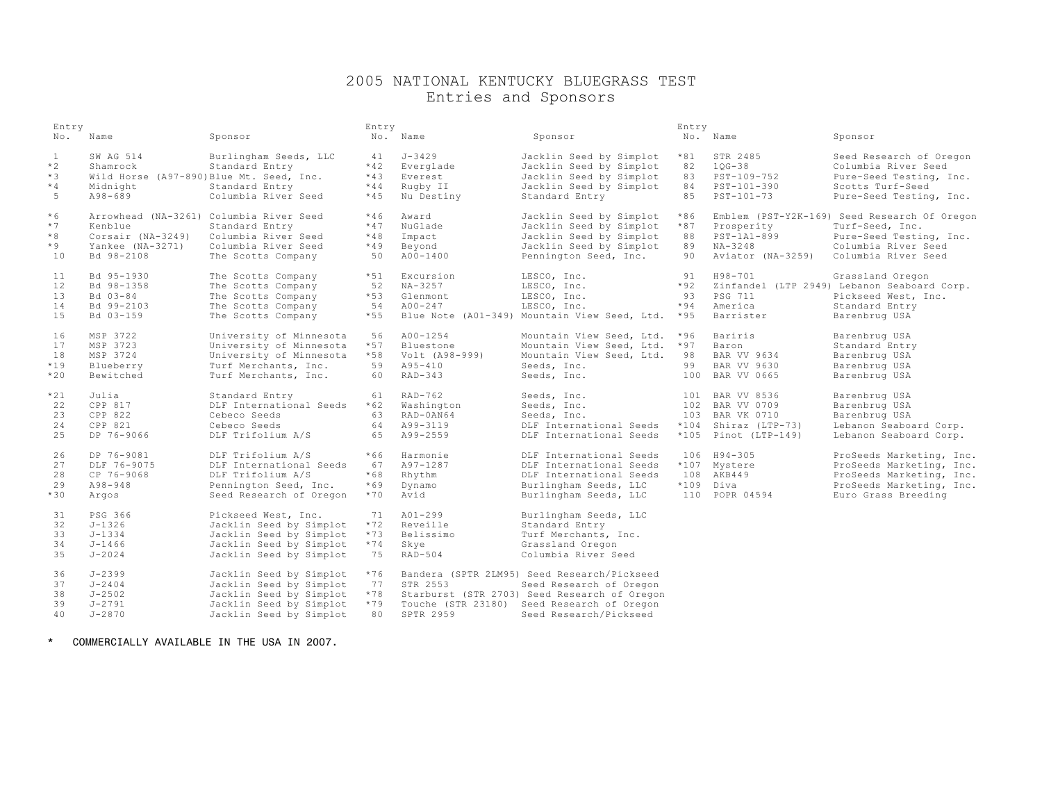# 2005 NATIONAL KENTUCKY BLUEGRASS TEST
## Entries and Sponsors

| Entry No. | Name | Sponsor |
|---|---|---|
| 1 | SW AG 514 | Burlingham Seeds, LLC |
| *2 | Shamrock | Standard Entry |
| *3 | Wild Horse (A97-890) | Blue Mt. Seed, Inc. |
| *4 | Midnight | Standard Entry |
| 5 | A98-689 | Columbia River Seed |
| *6 | Arrowhead (NA-3261) | Columbia River Seed |
| *7 | Kenblue | Standard Entry |
| *8 | Corsair (NA-3249) | Columbia River Seed |
| *9 | Yankee (NA-3271) | Columbia River Seed |
| 10 | Bd 98-2108 | The Scotts Company |
| 11 | Bd 95-1930 | The Scotts Company |
| 12 | Bd 98-1358 | The Scotts Company |
| 13 | Bd 03-84 | The Scotts Company |
| 14 | Bd 99-2103 | The Scotts Company |
| 15 | Bd 03-159 | The Scotts Company |
| 16 | MSP 3722 | University of Minnesota |
| 17 | MSP 3723 | University of Minnesota |
| 18 | MSP 3724 | University of Minnesota |
| *19 | Blueberry | Turf Merchants, Inc. |
| *20 | Bewitched | Turf Merchants, Inc. |
| *21 | Julia | Standard Entry |
| 22 | CPP 817 | DLF International Seeds |
| 23 | CPP 822 | Cebeco Seeds |
| 24 | CPP 821 | Cebeco Seeds |
| 25 | DP 76-9066 | DLF Trifolium A/S |
| 26 | DP 76-9081 | DLF Trifolium A/S |
| 27 | DLF 76-9075 | DLF International Seeds |
| 28 | CP 76-9068 | DLF Trifolium A/S |
| 29 | A98-948 | Pennington Seed, Inc. |
| *30 | Argos | Seed Research of Oregon |
| 31 | PSG 366 | Pickseed West, Inc. |
| 32 | J-1326 | Jacklin Seed by Simplot |
| 33 | J-1334 | Jacklin Seed by Simplot |
| 34 | J-1466 | Jacklin Seed by Simplot |
| 35 | J-2024 | Jacklin Seed by Simplot |
| 36 | J-2399 | Jacklin Seed by Simplot |
| 37 | J-2404 | Jacklin Seed by Simplot |
| 38 | J-2502 | Jacklin Seed by Simplot |
| 39 | J-2791 | Jacklin Seed by Simplot |
| 40 | J-2870 | Jacklin Seed by Simplot |
| 41 | J-3429 | Jacklin Seed by Simplot |
| *42 | Everglade | Jacklin Seed by Simplot |
| *43 | Everest | Jacklin Seed by Simplot |
| *44 | Rugby II | Jacklin Seed by Simplot |
| *45 | Nu Destiny | Standard Entry |
| *46 | Award | Jacklin Seed by Simplot |
| *47 | NuGlade | Jacklin Seed by Simplot |
| *48 | Impact | Jacklin Seed by Simplot |
| *49 | Beyond | Jacklin Seed by Simplot |
| 50 | A00-1400 | Pennington Seed, Inc. |
| *51 | Excursion | LESCO, Inc. |
| 52 | NA-3257 | LESCO, Inc. |
| *53 | Glenmont | LESCO, Inc. |
| 54 | A00-247 | LESCO, Inc. |
| *55 | Blue Note (A01-349) | Mountain View Seed, Ltd. |
| 56 | A00-1254 | Mountain View Seed, Ltd. |
| *57 | Bluestone | Mountain View Seed, Ltd. |
| *58 | Volt (A98-999) | Mountain View Seed, Ltd. |
| 59 | A95-410 | Seeds, Inc. |
| 60 | RAD-343 | Seeds, Inc. |
| 61 | RAD-762 | Seeds, Inc. |
| *62 | Washington | Seeds, Inc. |
| 63 | RAD-0AN64 | Seeds, Inc. |
| 64 | A99-3119 | DLF International Seeds |
| 65 | A99-2559 | DLF International Seeds |
| *66 | Harmonie | DLF International Seeds |
| 67 | A97-1287 | DLF International Seeds |
| *68 | Rhythm | DLF International Seeds |
| *69 | Dynamo | Burlingham Seeds, LLC |
| *70 | Avid | Burlingham Seeds, LLC |
| 71 | A01-299 | Burlingham Seeds, LLC |
| *72 | Reveille | Standard Entry |
| *73 | Belissimo | Turf Merchants, Inc. |
| *74 | Skye | Grassland Oregon |
| 75 | RAD-504 | Columbia River Seed |
| *76 | Bandera (SPTR 2LM95) | Seed Research/Pickseed |
| 77 | STR 2553 | Seed Research of Oregon |
| *78 | Starburst (STR 2703) | Seed Research of Oregon |
| *79 | Touche (STR 23180) | Seed Research of Oregon |
| 80 | SPTR 2959 | Seed Research/Pickseed |
| *81 | STR 2485 | Seed Research of Oregon |
| 82 | 1QG-38 | Columbia River Seed |
| 83 | PST-109-752 | Pure-Seed Testing, Inc. |
| 84 | PST-101-390 | Scotts Turf-Seed |
| 85 | PST-101-73 | Pure-Seed Testing, Inc. |
| *86 | Emblem (PST-Y2K-169) | Seed Research Of Oregon |
| *87 | Prosperity | Turf-Seed, Inc. |
| 88 | PST-1A1-899 | Pure-Seed Testing, Inc. |
| 89 | NA-3248 | Columbia River Seed |
| 90 | Aviator (NA-3259) | Columbia River Seed |
| 91 | H98-701 | Grassland Oregon |
| *92 | Zinfandel (LTP 2949) | Lebanon Seaboard Corp. |
| 93 | PSG 711 | Pickseed West, Inc. |
| *94 | America | Standard Entry |
| *95 | Barrister | Barenbrug USA |
| *96 | Bariris | Barenbrug USA |
| *97 | Baron | Standard Entry |
| 98 | BAR VV 9634 | Barenbrug USA |
| 99 | BAR VV 9630 | Barenbrug USA |
| 100 | BAR VV 0665 | Barenbrug USA |
| 101 | BAR VV 8536 | Barenbrug USA |
| 102 | BAR VV 0709 | Barenbrug USA |
| 103 | BAR VK 0710 | Barenbrug USA |
| *104 | Shiraz (LTP-73) | Lebanon Seaboard Corp. |
| *105 | Pinot (LTP-149) | Lebanon Seaboard Corp. |
| 106 | H94-305 | ProSeeds Marketing, Inc. |
| *107 | Mystere | ProSeeds Marketing, Inc. |
| 108 | AKB449 | ProSeeds Marketing, Inc. |
| *109 | Diva | ProSeeds Marketing, Inc. |
| 110 | POPR 04594 | Euro Grass Breeding |

\* COMMERCIALLY AVAILABLE IN THE USA IN 2007.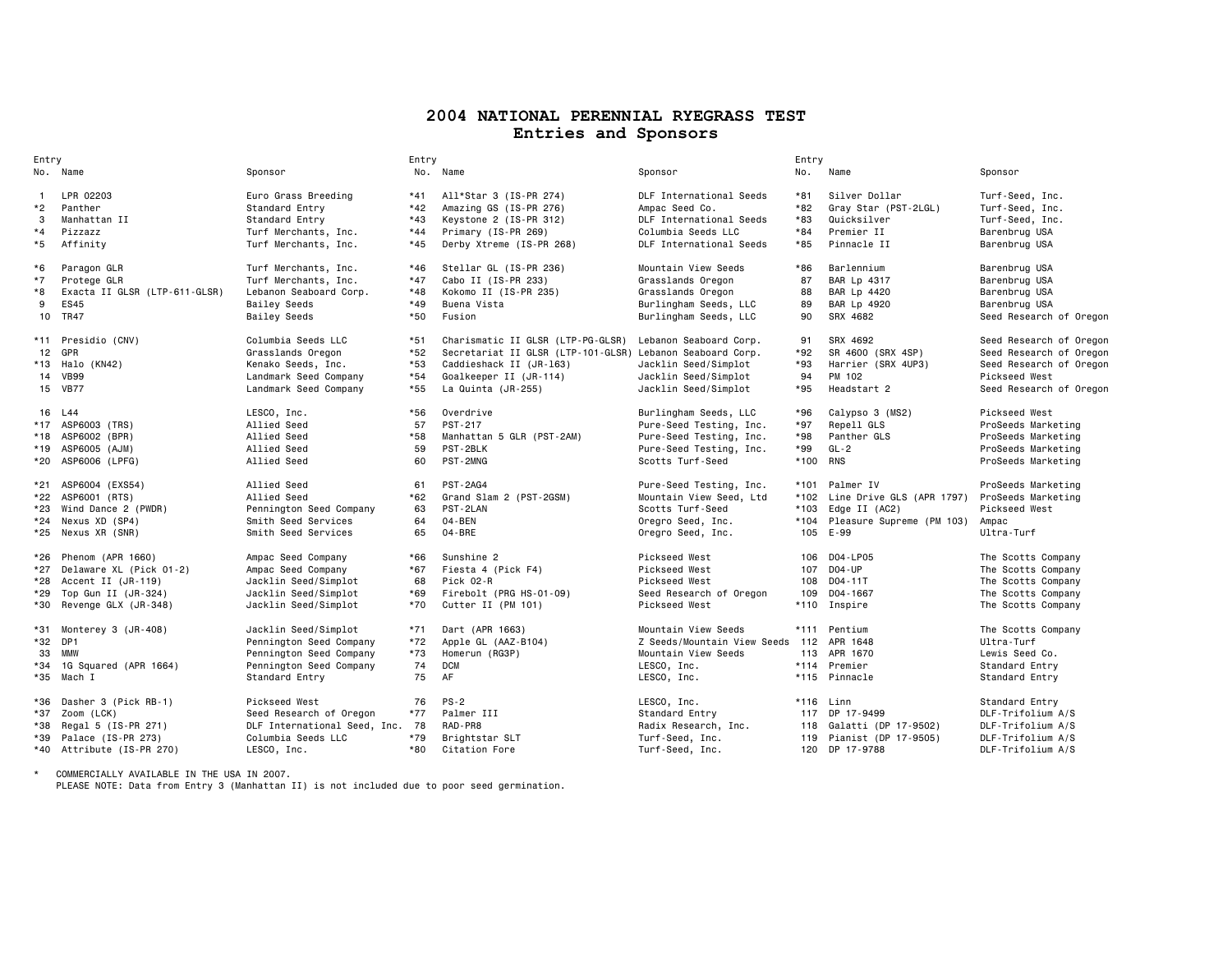# 2004 NATIONAL PERENNIAL RYEGRASS TEST
## Entries and Sponsors

| Entry No. | Name | Sponsor |
|---|---|---|
| 1 | LPR 02203 | Euro Grass Breeding |
| *2 | Panther | Standard Entry |
| 3 | Manhattan II | Standard Entry |
| *4 | Pizzazz | Turf Merchants, Inc. |
| *5 | Affinity | Turf Merchants, Inc. |
| *6 | Paragon GLR | Turf Merchants, Inc. |
| *7 | Protege GLR | Turf Merchants, Inc. |
| *8 | Exacta II GLSR (LTP-611-GLSR) | Lebanon Seaboard Corp. |
| 9 | ES45 | Bailey Seeds |
| 10 | TR47 | Bailey Seeds |
| *11 | Presidio (CNV) | Columbia Seeds LLC |
| 12 | GPR | Grasslands Oregon |
| *13 | Halo (KN42) | Kenako Seeds, Inc. |
| 14 | VB99 | Landmark Seed Company |
| 15 | VB77 | Landmark Seed Company |
| 16 | L44 | LESCO, Inc. |
| *17 | ASP6003 (TRS) | Allied Seed |
| *18 | ASP6002 (BPR) | Allied Seed |
| *19 | ASP6005 (AJM) | Allied Seed |
| *20 | ASP6006 (LPFG) | Allied Seed |
| *21 | ASP6004 (EXS54) | Allied Seed |
| *22 | ASP6001 (RTS) | Allied Seed |
| *23 | Wind Dance 2 (PWDR) | Pennington Seed Company |
| *24 | Nexus XD (SP4) | Smith Seed Services |
| *25 | Nexus XR (SNR) | Smith Seed Services |
| *26 | Phenom (APR 1660) | Ampac Seed Company |
| *27 | Delaware XL (Pick 01-2) | Ampac Seed Company |
| *28 | Accent II (JR-119) | Jacklin Seed/Simplot |
| *29 | Top Gun II (JR-324) | Jacklin Seed/Simplot |
| *30 | Revenge GLX (JR-348) | Jacklin Seed/Simplot |
| *31 | Monterey 3 (JR-408) | Jacklin Seed/Simplot |
| *32 | DP1 | Pennington Seed Company |
| 33 | MMW | Pennington Seed Company |
| *34 | 1G Squared (APR 1664) | Pennington Seed Company |
| *35 | Mach I | Standard Entry |
| *36 | Dasher 3 (Pick RB-1) | Pickseed West |
| *37 | Zoom (LCK) | Seed Research of Oregon |
| *38 | Regal 5 (IS-PR 271) | DLF International Seed, Inc. |
| *39 | Palace (IS-PR 273) | Columbia Seeds LLC |
| *40 | Attribute (IS-PR 270) | LESCO, Inc. |
| *41 | All*Star 3 (IS-PR 274) | DLF International Seeds |
| *42 | Amazing GS (IS-PR 276) | Ampac Seed Co. |
| *43 | Keystone 2 (IS-PR 312) | DLF International Seeds |
| *44 | Primary (IS-PR 269) | Columbia Seeds LLC |
| *45 | Derby Xtreme (IS-PR 268) | DLF International Seeds |
| *46 | Stellar GL (IS-PR 236) | Mountain View Seeds |
| *47 | Cabo II (IS-PR 233) | Grasslands Oregon |
| *48 | Kokomo II (IS-PR 235) | Grasslands Oregon |
| *49 | Buena Vista | Burlingham Seeds, LLC |
| *50 | Fusion | Burlingham Seeds, LLC |
| *51 | Charismatic II GLSR (LTP-PG-GLSR) | Lebanon Seaboard Corp. |
| *52 | Secretariat II GLSR (LTP-101-GLSR) | Lebanon Seaboard Corp. |
| *53 | Caddieshack II (JR-163) | Jacklin Seed/Simplot |
| *54 | Goalkeeper II (JR-114) | Jacklin Seed/Simplot |
| *55 | La Quinta (JR-255) | Jacklin Seed/Simplot |
| *56 | Overdrive | Burlingham Seeds, LLC |
| 57 | PST-217 | Pure-Seed Testing, Inc. |
| *58 | Manhattan 5 GLR (PST-2AM) | Pure-Seed Testing, Inc. |
| 59 | PST-2BLK | Pure-Seed Testing, Inc. |
| 60 | PST-2MNG | Scotts Turf-Seed |
| 61 | PST-2AG4 | Pure-Seed Testing, Inc. |
| *62 | Grand Slam 2 (PST-2GSM) | Mountain View Seed, Ltd |
| 63 | PST-2LAN | Scotts Turf-Seed |
| 64 | 04-BEN | Oregro Seed, Inc. |
| 65 | 04-BRE | Oregro Seed, Inc. |
| *66 | Sunshine 2 | Pickseed West |
| *67 | Fiesta 4 (Pick F4) | Pickseed West |
| 68 | Pick 02-R | Pickseed West |
| *69 | Firebolt (PRG HS-01-09) | Seed Research of Oregon |
| *70 | Cutter II (PM 101) | Pickseed West |
| *71 | Dart (APR 1663) | Mountain View Seeds |
| *72 | Apple GL (AAZ-B104) | Z Seeds/Mountain View Seeds |
| *73 | Homerun (RG3P) | Mountain View Seeds |
| 74 | DCM | LESCO, Inc. |
| 75 | AF | LESCO, Inc. |
| 76 | PS-2 | LESCO, Inc. |
| *77 | Palmer III | Standard Entry |
| 78 | RAD-PR8 | Radix Research, Inc. |
| *79 | Brightstar SLT | Turf-Seed, Inc. |
| *80 | Citation Fore | Turf-Seed, Inc. |
| *81 | Silver Dollar | Turf-Seed, Inc. |
| *82 | Gray Star (PST-2LGL) | Turf-Seed, Inc. |
| *83 | Quicksilver | Turf-Seed, Inc. |
| *84 | Premier II | Barenbrug USA |
| *85 | Pinnacle II | Barenbrug USA |
| *86 | Barlennium | Barenbrug USA |
| 87 | BAR Lp 4317 | Barenbrug USA |
| 88 | BAR Lp 4420 | Barenbrug USA |
| 89 | BAR Lp 4920 | Barenbrug USA |
| 90 | SRX 4682 | Seed Research of Oregon |
| 91 | SRX 4692 | Seed Research of Oregon |
| *92 | SR 4600 (SRX 4SP) | Seed Research of Oregon |
| *93 | Harrier (SRX 4UP3) | Seed Research of Oregon |
| 94 | PM 102 | Pickseed West |
| *95 | Headstart 2 | Seed Research of Oregon |
| *96 | Calypso 3 (MS2) | Pickseed West |
| *97 | Repell GLS | ProSeeds Marketing |
| *98 | Panther GLS | ProSeeds Marketing |
| *99 | GL-2 | ProSeeds Marketing |
| *100 | RNS | ProSeeds Marketing |
| *101 | Palmer IV | ProSeeds Marketing |
| *102 | Line Drive GLS (APR 1797) | ProSeeds Marketing |
| *103 | Edge II (AC2) | Pickseed West |
| *104 | Pleasure Supreme (PM 103) | Ampac |
| 105 | E-99 | Ultra-Turf |
| 106 | D04-LP05 | The Scotts Company |
| 107 | D04-UP | The Scotts Company |
| 108 | D04-11T | The Scotts Company |
| 109 | D04-1667 | The Scotts Company |
| *110 | Inspire | The Scotts Company |
| *111 | Pentium | The Scotts Company |
| 112 | APR 1648 | Ultra-Turf |
| 113 | APR 1670 | Lewis Seed Co. |
| *114 | Premier | Standard Entry |
| *115 | Pinnacle | Standard Entry |
| *116 | Linn | Standard Entry |
| 117 | DP 17-9499 | DLF-Trifolium A/S |
| 118 | Galatti (DP 17-9502) | DLF-Trifolium A/S |
| 119 | Pianist (DP 17-9505) | DLF-Trifolium A/S |
| 120 | DP 17-9788 | DLF-Trifolium A/S |

* COMMERCIALLY AVAILABLE IN THE USA IN 2007.

PLEASE NOTE: Data from Entry 3 (Manhattan II) is not included due to poor seed germination.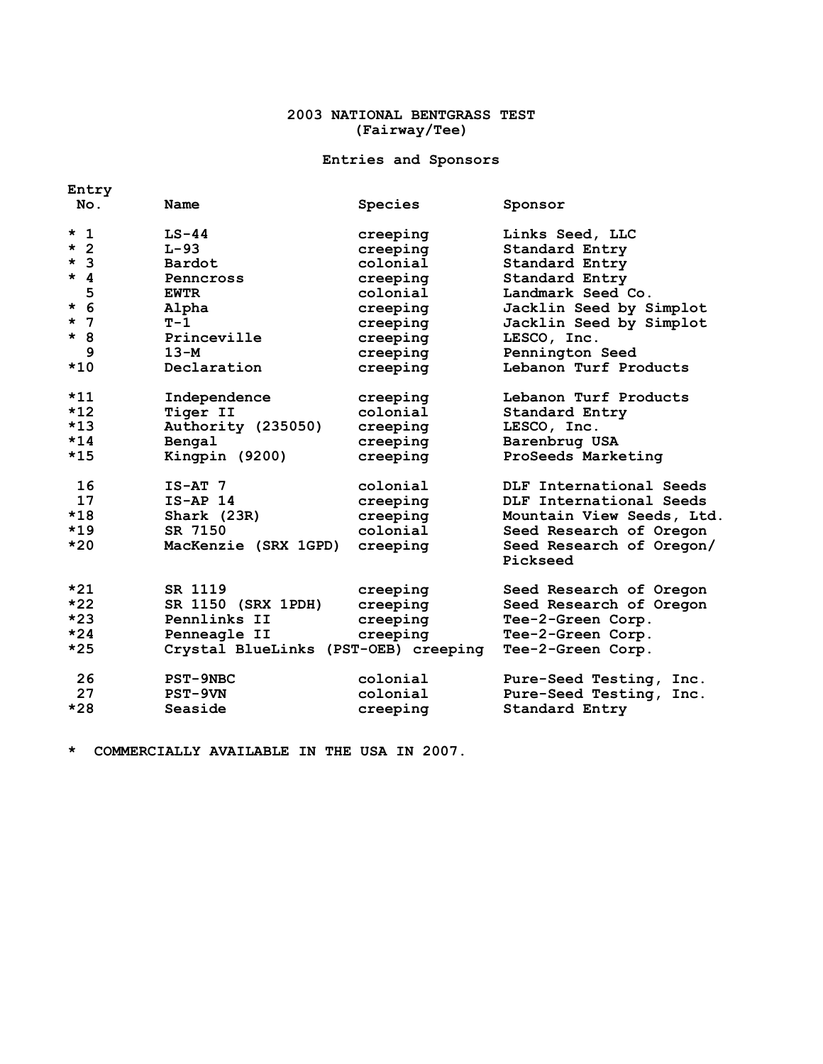# 2003 NATIONAL BENTGRASS TEST
## (Fairway/Tee)

### Entries and Sponsors

| Entry No. | Name | Species | Sponsor |
|---|---|---|---|
| * 1 | LS-44 | creeping | Links Seed, LLC |
| * 2 | L-93 | creeping | Standard Entry |
| * 3 | Bardot | colonial | Standard Entry |
| * 4 | Penncross | creeping | Standard Entry |
| 5 | EWTR | colonial | Landmark Seed Co. |
| * 6 | Alpha | creeping | Jacklin Seed by Simplot |
| * 7 | T-1 | creeping | Jacklin Seed by Simplot |
| * 8 | Princeville | creeping | LESCO, Inc. |
| 9 | 13-M | creeping | Pennington Seed |
| *10 | Declaration | creeping | Lebanon Turf Products |
| *11 | Independence | creeping | Lebanon Turf Products |
| *12 | Tiger II | colonial | Standard Entry |
| *13 | Authority (235050) | creeping | LESCO, Inc. |
| *14 | Bengal | creeping | Barenbrug USA |
| *15 | Kingpin (9200) | creeping | ProSeeds Marketing |
| 16 | IS-AT 7 | colonial | DLF International Seeds |
| 17 | IS-AP 14 | creeping | DLF International Seeds |
| *18 | Shark (23R) | creeping | Mountain View Seeds, Ltd. |
| *19 | SR 7150 | colonial | Seed Research of Oregon |
| *20 | MacKenzie (SRX 1GPD) | creeping | Seed Research of Oregon/ Pickseed |
| *21 | SR 1119 | creeping | Seed Research of Oregon |
| *22 | SR 1150 (SRX 1PDH) | creeping | Seed Research of Oregon |
| *23 | Pennlinks II | creeping | Tee-2-Green Corp. |
| *24 | Penneagle II | creeping | Tee-2-Green Corp. |
| *25 | Crystal BlueLinks (PST-OEB) | creeping | Tee-2-Green Corp. |
| 26 | PST-9NBC | colonial | Pure-Seed Testing, Inc. |
| 27 | PST-9VN | colonial | Pure-Seed Testing, Inc. |
| *28 | Seaside | creeping | Standard Entry |

* COMMERCIALLY AVAILABLE IN THE USA IN 2007.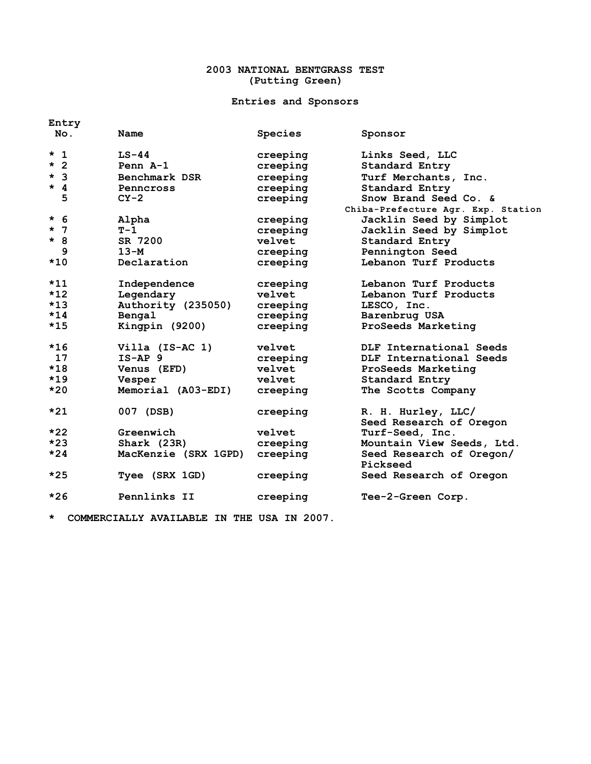# 2003 NATIONAL BENTGRASS TEST
## (Putting Green)

### Entries and Sponsors

| Entry No. | Name | Species | Sponsor |
|---|---|---|---|
| * 1 | LS-44 | creeping | Links Seed, LLC |
| * 2 | Penn A-1 | creeping | Standard Entry |
| * 3 | Benchmark DSR | creeping | Turf Merchants, Inc. |
| * 4 | Penncross | creeping | Standard Entry |
| 5 | CY-2 | creeping | Snow Brand Seed Co. & Chiba-Prefecture Agr. Exp. Station |
| * 6 | Alpha | creeping | Jacklin Seed by Simplot |
| * 7 | T-1 | creeping | Jacklin Seed by Simplot |
| * 8 | SR 7200 | velvet | Standard Entry |
| 9 | 13-M | creeping | Pennington Seed |
| *10 | Declaration | creeping | Lebanon Turf Products |
| *11 | Independence | creeping | Lebanon Turf Products |
| *12 | Legendary | velvet | Lebanon Turf Products |
| *13 | Authority (235050) | creeping | LESCO, Inc. |
| *14 | Bengal | creeping | Barenbrug USA |
| *15 | Kingpin (9200) | creeping | ProSeeds Marketing |
| *16 | Villa (IS-AC 1) | velvet | DLF International Seeds |
| 17 | IS-AP 9 | creeping | DLF International Seeds |
| *18 | Venus (EFD) | velvet | ProSeeds Marketing |
| *19 | Vesper | velvet | Standard Entry |
| *20 | Memorial (A03-EDI) | creeping | The Scotts Company |
| *21 | 007 (DSB) | creeping | R. H. Hurley, LLC/ Seed Research of Oregon |
| *22 | Greenwich | velvet | Turf-Seed, Inc. |
| *23 | Shark (23R) | creeping | Mountain View Seeds, Ltd. |
| *24 | MacKenzie (SRX 1GPD) | creeping | Seed Research of Oregon/ Pickseed |
| *25 | Tyee (SRX 1GD) | creeping | Seed Research of Oregon |
| *26 | Pennlinks II | creeping | Tee-2-Green Corp. |

* COMMERCIALLY AVAILABLE IN THE USA IN 2007.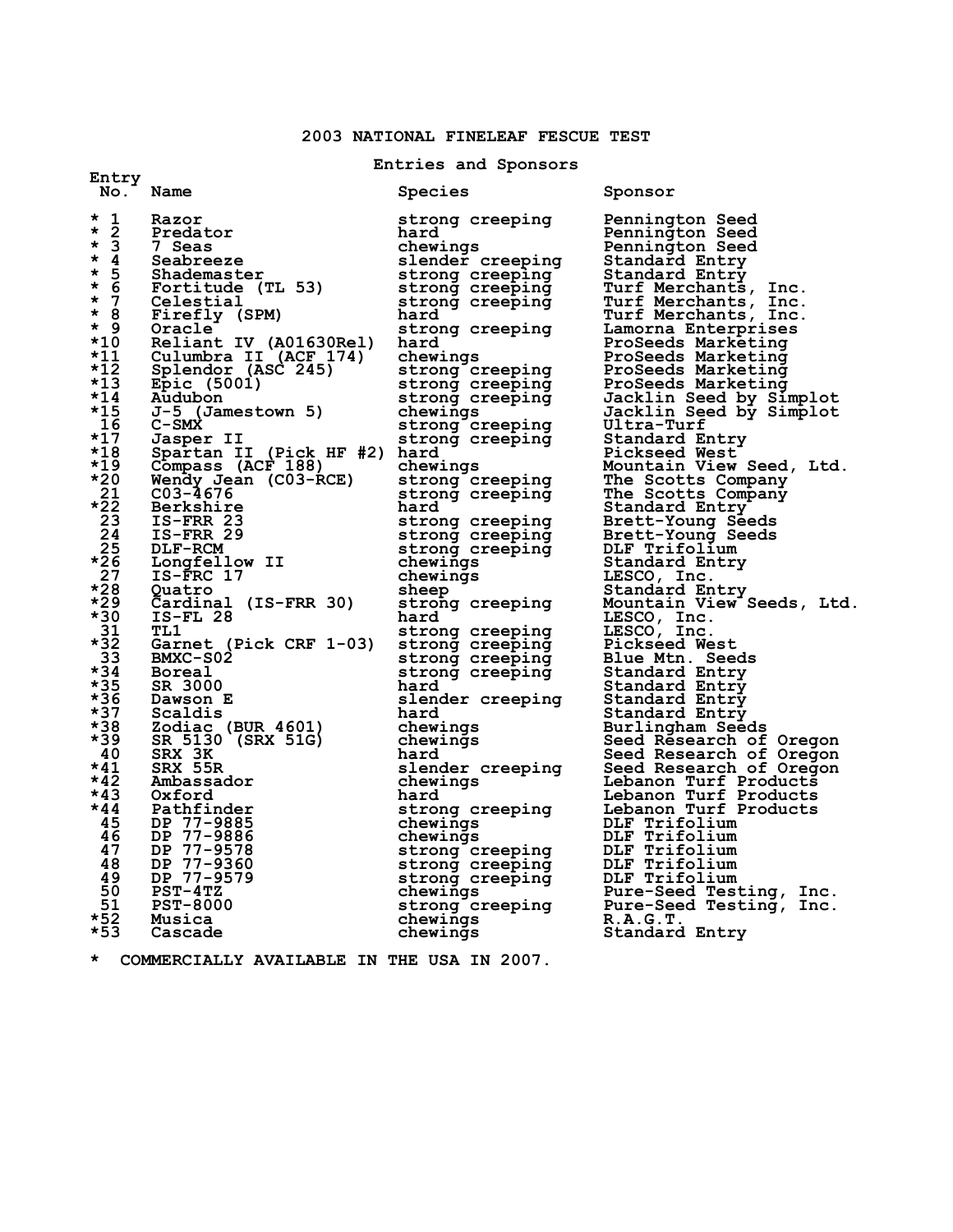# 2003 NATIONAL FINELEAF FESCUE TEST

## Entries and Sponsors

| Entry No. | Name | Species | Sponsor |
|---|---|---|---|
| * 1 | Razor | strong creeping | Pennington Seed |
| * 2 | Predator | hard | Pennington Seed |
| * 3 | 7 Seas | chewings | Pennington Seed |
| * 4 | Seabreeze | slender creeping | Standard Entry |
| * 5 | Shademaster | strong creeping | Standard Entry |
| * 6 | Fortitude (TL 53) | strong creeping | Turf Merchants, Inc. |
| * 7 | Celestial | strong creeping | Turf Merchants, Inc. |
| * 8 | Firefly (SPM) | hard | Turf Merchants, Inc. |
| * 9 | Oracle | strong creeping | Lamorna Enterprises |
| *10 | Reliant IV (A01630Rel) | hard | ProSeeds Marketing |
| *11 | Culumbra II (ACF 174) | chewings | ProSeeds Marketing |
| *12 | Splendor (ASC 245) | strong creeping | ProSeeds Marketing |
| *13 | Epic (5001) | strong creeping | ProSeeds Marketing |
| *14 | Audubon | strong creeping | Jacklin Seed by Simplot |
| *15 | J-5 (Jamestown 5) | chewings | Jacklin Seed by Simplot |
| 16 | C-SMX | strong creeping | Ultra-Turf |
| *17 | Jasper II | strong creeping | Standard Entry |
| *18 | Spartan II (Pick HF #2) | hard | Pickseed West |
| *19 | Compass (ACF 188) | chewings | Mountain View Seed, Ltd. |
| *20 | Wendy Jean (C03-RCE) | strong creeping | The Scotts Company |
| 21 | C03-4676 | strong creeping | The Scotts Company |
| *22 | Berkshire | hard | Standard Entry |
| 23 | IS-FRR 23 | strong creeping | Brett-Young Seeds |
| 24 | IS-FRR 29 | strong creeping | Brett-Young Seeds |
| 25 | DLF-RCM | strong creeping | DLF Trifolium |
| *26 | Longfellow II | chewings | Standard Entry |
| 27 | IS-FRC 17 | chewings | LESCO, Inc. |
| *28 | Quatro | sheep | Standard Entry |
| *29 | Cardinal (IS-FRR 30) | strong creeping | Mountain View Seeds, Ltd. |
| *30 | IS-FL 28 | hard | LESCO, Inc. |
| 31 | TL1 | strong creeping | LESCO, Inc. |
| *32 | Garnet (Pick CRF 1-03) | strong creeping | Pickseed West |
| 33 | BMXC-S02 | strong creeping | Blue Mtn. Seeds |
| *34 | Boreal | strong creeping | Standard Entry |
| *35 | SR 3000 | hard | Standard Entry |
| *36 | Dawson E | slender creeping | Standard Entry |
| *37 | Scaldis | hard | Standard Entry |
| *38 | Zodiac (BUR 4601) | chewings | Burlingham Seeds |
| *39 | SR 5130 (SRX 51G) | chewings | Seed Research of Oregon |
| 40 | SRX 3K | hard | Seed Research of Oregon |
| *41 | SRX 55R | slender creeping | Seed Research of Oregon |
| *42 | Ambassador | chewings | Lebanon Turf Products |
| *43 | Oxford | hard | Lebanon Turf Products |
| *44 | Pathfinder | strong creeping | Lebanon Turf Products |
| 45 | DP 77-9885 | chewings | DLF Trifolium |
| 46 | DP 77-9886 | chewings | DLF Trifolium |
| 47 | DP 77-9578 | strong creeping | DLF Trifolium |
| 48 | DP 77-9360 | strong creeping | DLF Trifolium |
| 49 | DP 77-9579 | strong creeping | DLF Trifolium |
| 50 | PST-4TZ | chewings | Pure-Seed Testing, Inc. |
| 51 | PST-8000 | strong creeping | Pure-Seed Testing, Inc. |
| *52 | Musica | chewings | R.A.G.T. |
| *53 | Cascade | chewings | Standard Entry |

* COMMERCIALLY AVAILABLE IN THE USA IN 2007.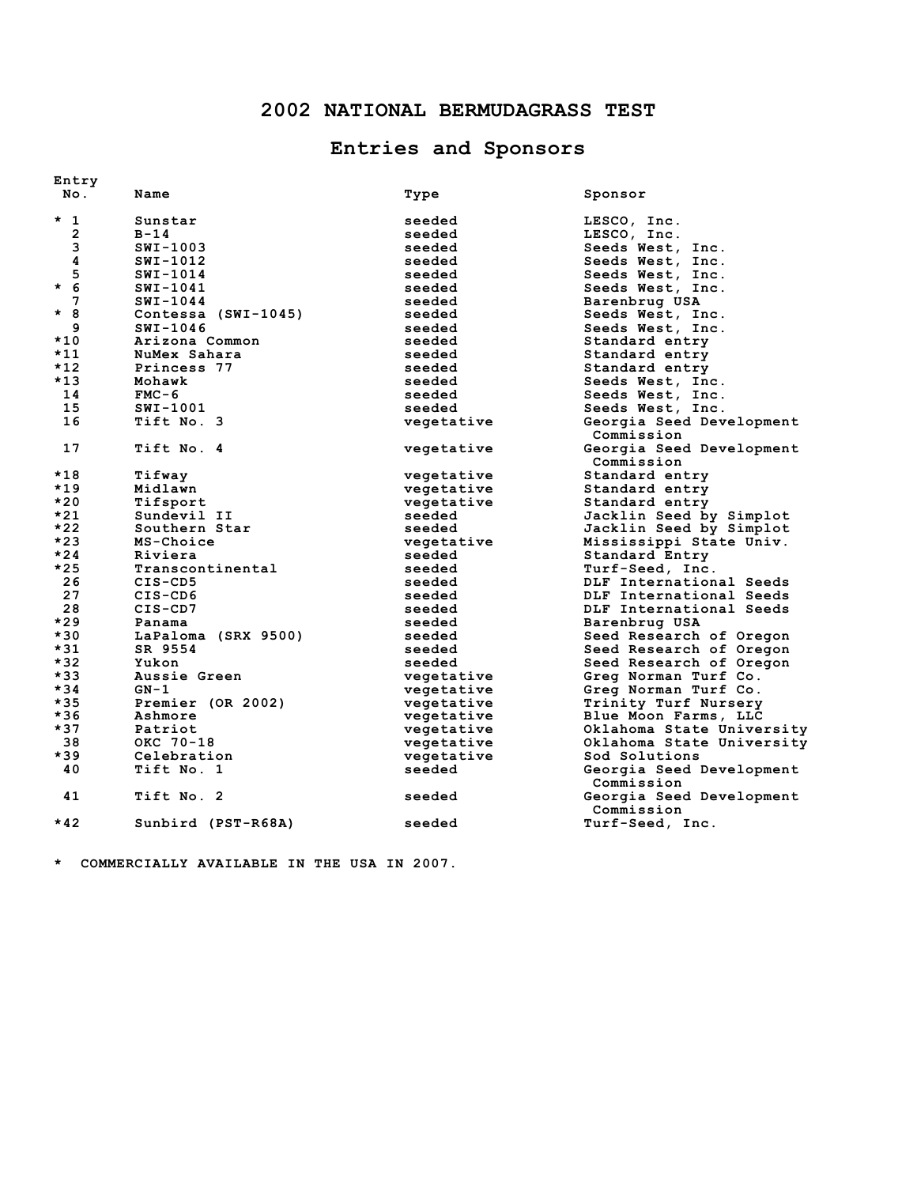# 2002 NATIONAL BERMUDAGRASS TEST

## Entries and Sponsors

| Entry No. | Name | Type | Sponsor |
|---|---|---|---|
| * 1 | Sunstar | seeded | LESCO, Inc. |
| 2 | B-14 | seeded | LESCO, Inc. |
| 3 | SWI-1003 | seeded | Seeds West, Inc. |
| 4 | SWI-1012 | seeded | Seeds West, Inc. |
| 5 | SWI-1014 | seeded | Seeds West, Inc. |
| * 6 | SWI-1041 | seeded | Seeds West, Inc. |
| 7 | SWI-1044 | seeded | Barenbrug USA |
| * 8 | Contessa (SWI-1045) | seeded | Seeds West, Inc. |
| 9 | SWI-1046 | seeded | Seeds West, Inc. |
| *10 | Arizona Common | seeded | Standard entry |
| *11 | NuMex Sahara | seeded | Standard entry |
| *12 | Princess 77 | seeded | Standard entry |
| *13 | Mohawk | seeded | Seeds West, Inc. |
| 14 | FMC-6 | seeded | Seeds West, Inc. |
| 15 | SWI-1001 | seeded | Seeds West, Inc. |
| 16 | Tift No. 3 | vegetative | Georgia Seed Development Commission |
| 17 | Tift No. 4 | vegetative | Georgia Seed Development Commission |
| *18 | Tifway | vegetative | Standard entry |
| *19 | Midlawn | vegetative | Standard entry |
| *20 | Tifsport | vegetative | Standard entry |
| *21 | Sundevil II | seeded | Jacklin Seed by Simplot |
| *22 | Southern Star | seeded | Jacklin Seed by Simplot |
| *23 | MS-Choice | vegetative | Mississippi State Univ. |
| *24 | Riviera | seeded | Standard Entry |
| *25 | Transcontinental | seeded | Turf-Seed, Inc. |
| 26 | CIS-CD5 | seeded | DLF International Seeds |
| 27 | CIS-CD6 | seeded | DLF International Seeds |
| 28 | CIS-CD7 | seeded | DLF International Seeds |
| *29 | Panama | seeded | Barenbrug USA |
| *30 | LaPaloma (SRX 9500) | seeded | Seed Research of Oregon |
| *31 | SR 9554 | seeded | Seed Research of Oregon |
| *32 | Yukon | seeded | Seed Research of Oregon |
| *33 | Aussie Green | vegetative | Greg Norman Turf Co. |
| *34 | GN-1 | vegetative | Greg Norman Turf Co. |
| *35 | Premier (OR 2002) | vegetative | Trinity Turf Nursery |
| *36 | Ashmore | vegetative | Blue Moon Farms, LLC |
| *37 | Patriot | vegetative | Oklahoma State University |
| 38 | OKC 70-18 | vegetative | Oklahoma State University |
| *39 | Celebration | vegetative | Sod Solutions |
| 40 | Tift No. 1 | seeded | Georgia Seed Development Commission |
| 41 | Tift No. 2 | seeded | Georgia Seed Development Commission |
| *42 | Sunbird (PST-R68A) | seeded | Turf-Seed, Inc. |

* COMMERCIALLY AVAILABLE IN THE USA IN 2007.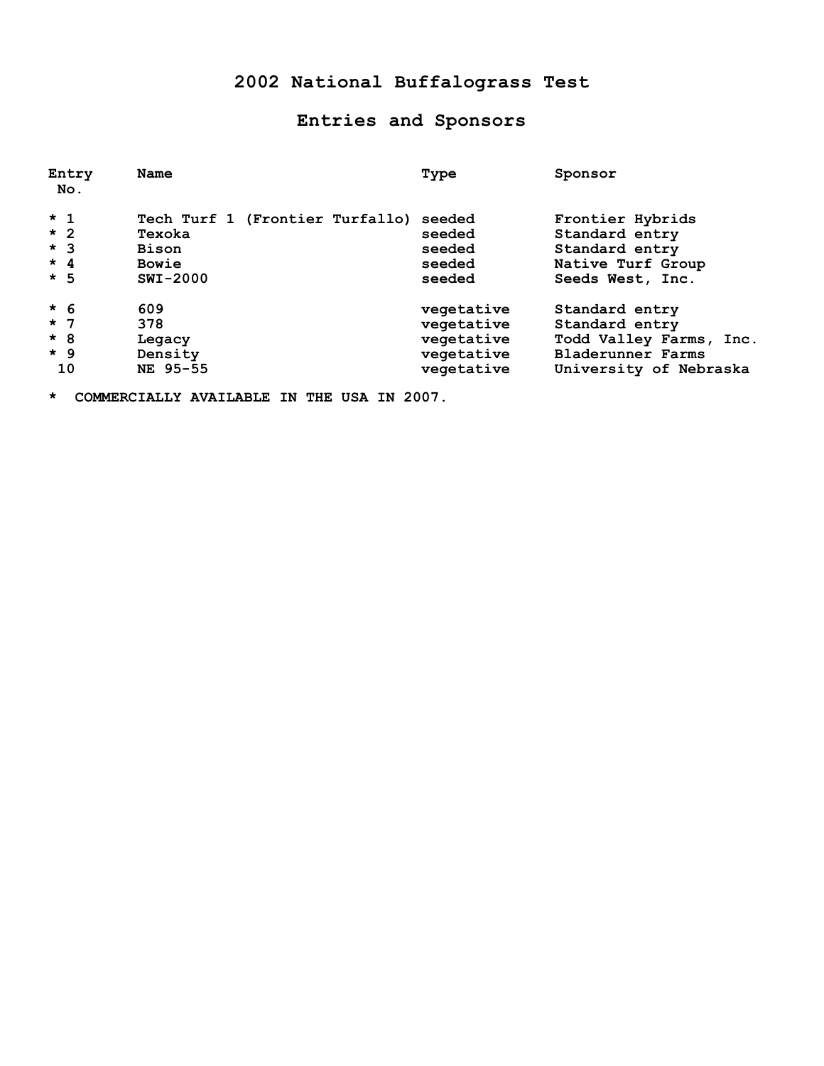# 2002 National Buffalograss Test

## Entries and Sponsors

| Entry No. | Name | Type | Sponsor |
|---|---|---|---|
| * 1 | Tech Turf 1 (Frontier Turfallo) | seeded | Frontier Hybrids |
| * 2 | Texoka | seeded | Standard entry |
| * 3 | Bison | seeded | Standard entry |
| * 4 | Bowie | seeded | Native Turf Group |
| * 5 | SWI-2000 | seeded | Seeds West, Inc. |
| * 6 | 609 | vegetative | Standard entry |
| * 7 | 378 | vegetative | Standard entry |
| * 8 | Legacy | vegetative | Todd Valley Farms, Inc. |
| * 9 | Density | vegetative | Bladerunner Farms |
| 10 | NE 95-55 | vegetative | University of Nebraska |

* COMMERCIALLY AVAILABLE IN THE USA IN 2007.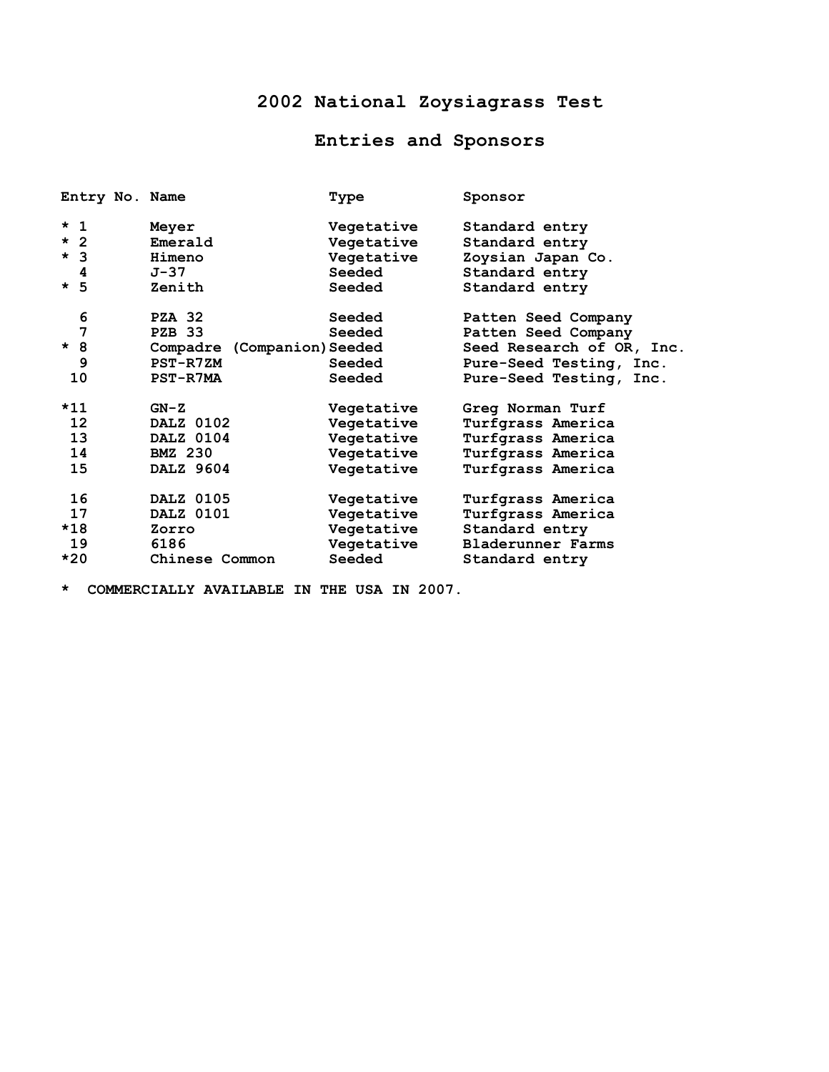# 2002 National Zoysiagrass Test

## Entries and Sponsors

| Entry No. | Name | Type | Sponsor |
|---|---|---|---|
| * 1 | Meyer | Vegetative | Standard entry |
| * 2 | Emerald | Vegetative | Standard entry |
| * 3 | Himeno | Vegetative | Zoysian Japan Co. |
| 4 | J-37 | Seeded | Standard entry |
| * 5 | Zenith | Seeded | Standard entry |
| 6 | PZA 32 | Seeded | Patten Seed Company |
| 7 | PZB 33 | Seeded | Patten Seed Company |
| * 8 | Compadre (Companion) | Seeded | Seed Research of OR, Inc. |
| 9 | PST-R7ZM | Seeded | Pure-Seed Testing, Inc. |
| 10 | PST-R7MA | Seeded | Pure-Seed Testing, Inc. |
| *11 | GN-Z | Vegetative | Greg Norman Turf |
| 12 | DALZ 0102 | Vegetative | Turfgrass America |
| 13 | DALZ 0104 | Vegetative | Turfgrass America |
| 14 | BMZ 230 | Vegetative | Turfgrass America |
| 15 | DALZ 9604 | Vegetative | Turfgrass America |
| 16 | DALZ 0105 | Vegetative | Turfgrass America |
| 17 | DALZ 0101 | Vegetative | Turfgrass America |
| *18 | Zorro | Vegetative | Standard entry |
| 19 | 6186 | Vegetative | Bladerunner Farms |
| *20 | Chinese Common | Seeded | Standard entry |

* COMMERCIALLY AVAILABLE IN THE USA IN 2007.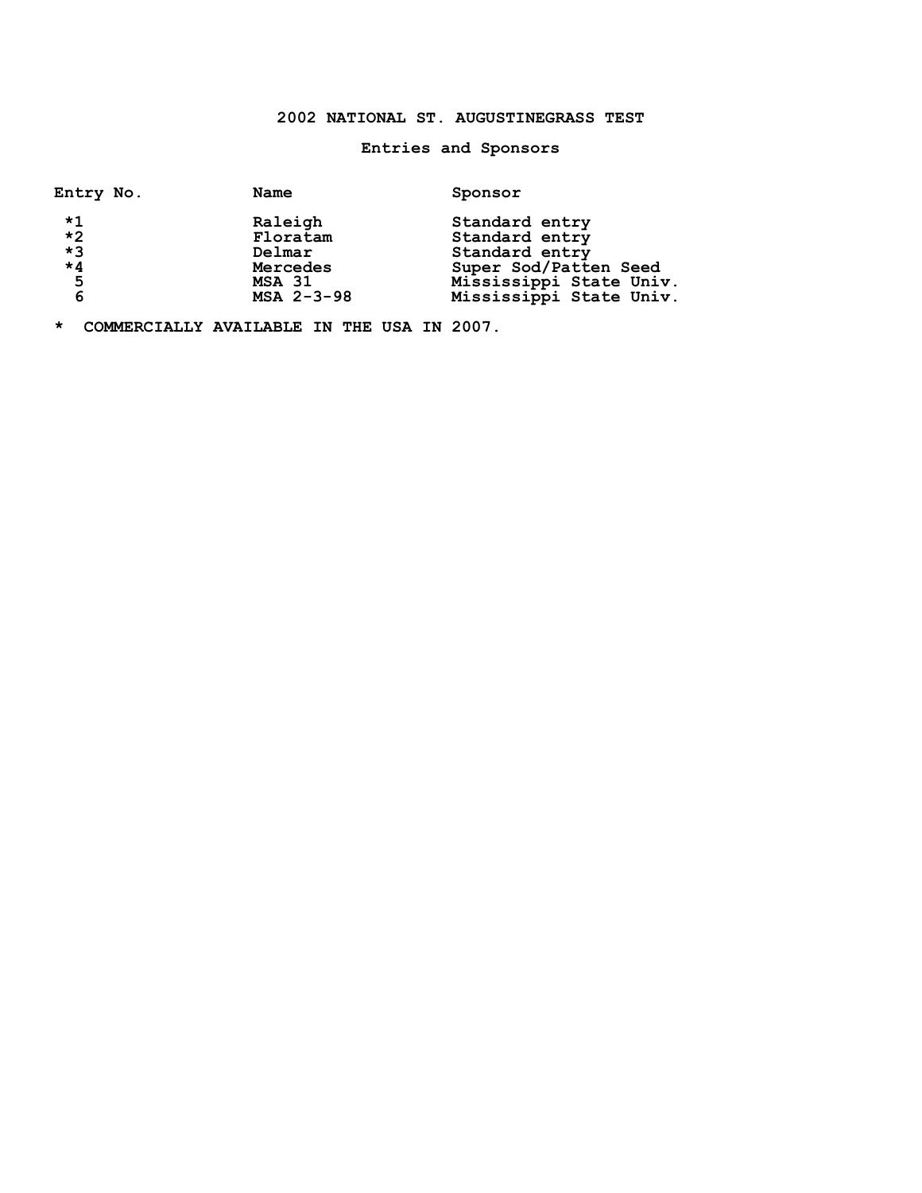## 2002 NATIONAL ST. AUGUSTINEGRASS TEST

### Entries and Sponsors

| Entry No. | Name | Sponsor |
|---|---|---|
| *1 | Raleigh | Standard entry |
| *2 | Floratam | Standard entry |
| *3 | Delmar | Standard entry |
| *4 | Mercedes | Super Sod/Patten Seed |
| 5 | MSA 31 | Mississippi State Univ. |
| 6 | MSA 2-3-98 | Mississippi State Univ. |

* COMMERCIALLY AVAILABLE IN THE USA IN 2007.